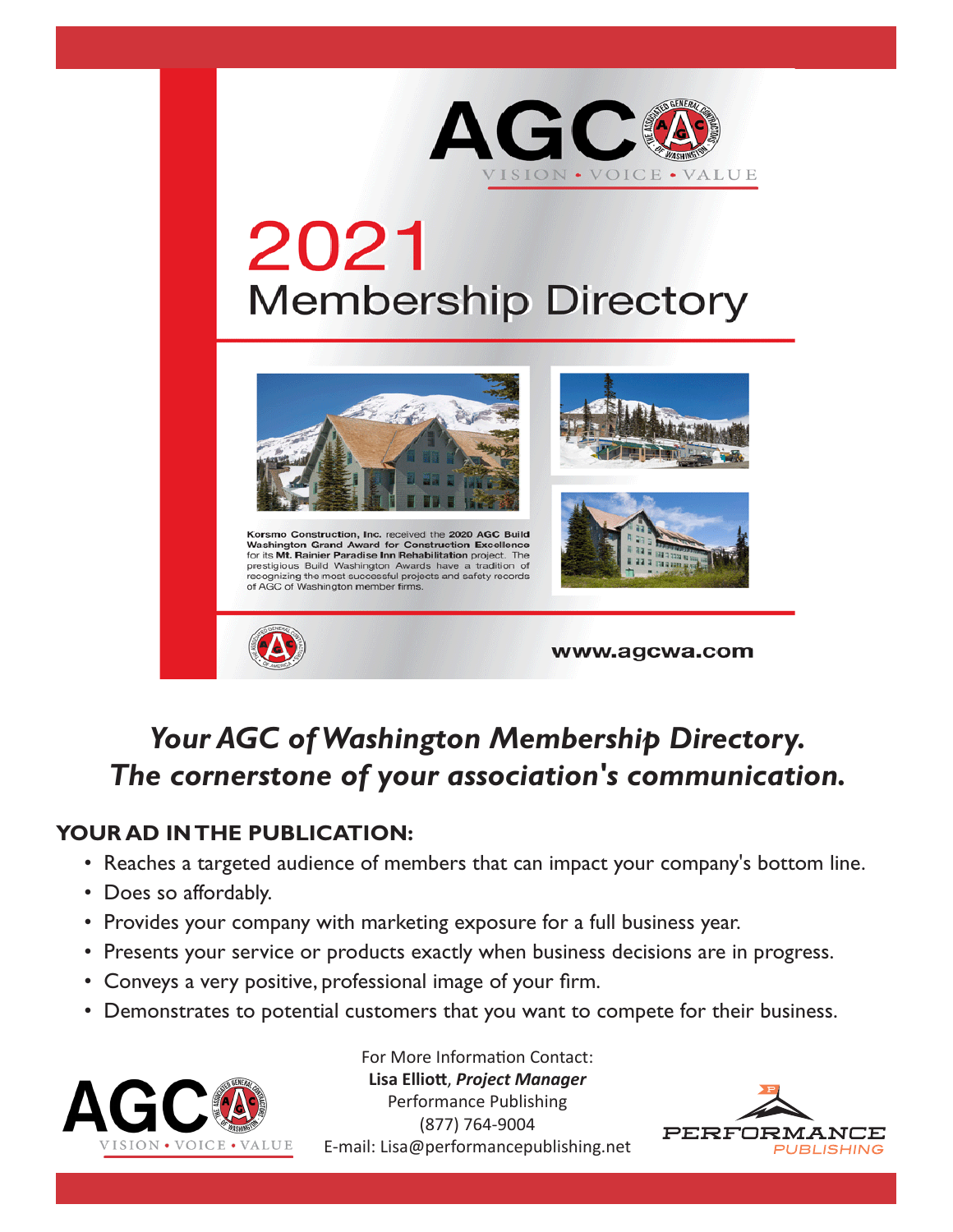AGC

VISION • VOICE • VALUE

# 2021 Membership Directory

**Korsmo Construction, Inc.** received the **2020 AGC Build Washington Grand Award for Construction Excellence** for its **Mt. Rainier Paradise Inn Rehabilitation** project. The prestigious Build Washington Awards have a tradition of recognizing the most successful projects and safety records of AGC of Washington member firms.

www.agcwa.com

## *Your AGC of Washington Membership Directory. The cornerstone of your association's communication.*

### YOUR AD IN THE PUBLICATION:

- Reaches a targeted audience of members that can impact your company's bottom line.
- Does so affordably.
- Provides your company with marketing exposure for a full business year.
- Presents your service or products exactly when business decisions are in progress.
- Conveys a very positive, professional image of your firm.
- Demonstrates to potential customers that you want to compete for their business.

AGC

VISION • VOICE • VALUE

For More Information Contact:
**Lisa Elliott**, ***Project Manager***
Performance Publishing
(877) 764-9004
E-mail: Lisa@performancepublishing.net

PERFORMANCE PUBLISHING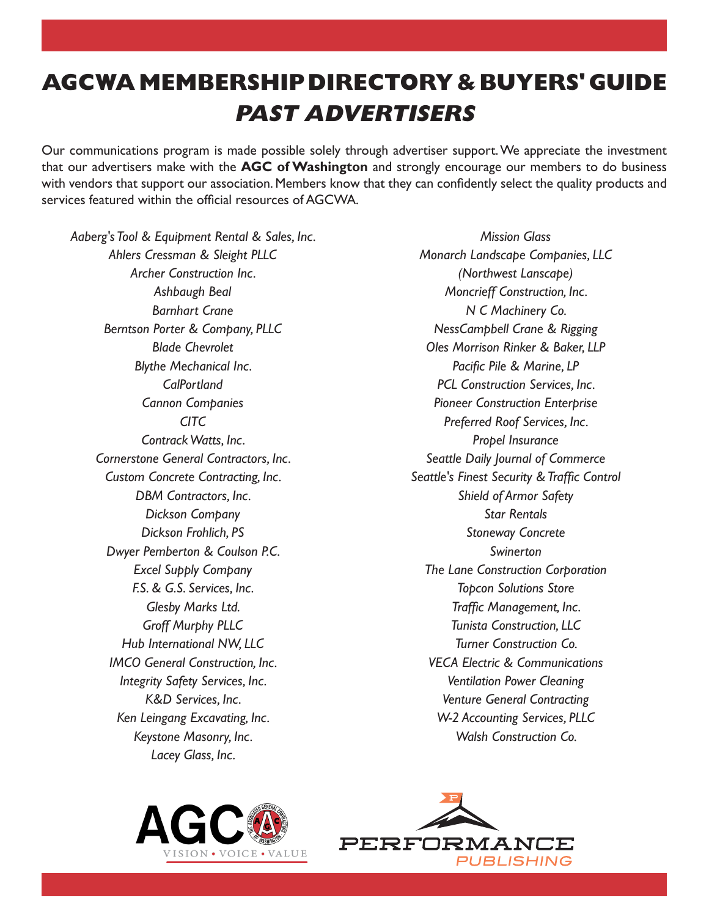# AGCWA MEMBERSHIP DIRECTORY & BUYERS' GUIDE

## *PAST ADVERTISERS*

Our communications program is made possible solely through advertiser support. We appreciate the investment that our advertisers make with the **AGC of Washington** and strongly encourage our members to do business with vendors that support our association. Members know that they can confidently select the quality products and services featured within the official resources of AGCWA.

*Aaberg's Tool & Equipment Rental & Sales, Inc.*
*Ahlers Cressman & Sleight PLLC*
*Archer Construction Inc.*
*Ashbaugh Beal*
*Barnhart Crane*
*Berntson Porter & Company, PLLC*
*Blade Chevrolet*
*Blythe Mechanical Inc.*
*CalPortland*
*Cannon Companies*
*CITC*
*Contrack Watts, Inc.*
*Cornerstone General Contractors, Inc.*
*Custom Concrete Contracting, Inc.*
*DBM Contractors, Inc.*
*Dickson Company*
*Dickson Frohlich, PS*
*Dwyer Pemberton & Coulson P.C.*
*Excel Supply Company*
*F.S. & G.S. Services, Inc.*
*Glesby Marks Ltd.*
*Groff Murphy PLLC*
*Hub International NW, LLC*
*IMCO General Construction, Inc.*
*Integrity Safety Services, Inc.*
*K&D Services, Inc.*
*Ken Leingang Excavating, Inc.*
*Keystone Masonry, Inc.*
*Lacey Glass, Inc.*
*Mission Glass*
*Monarch Landscape Companies, LLC*
*(Northwest Lanscape)*
*Moncrieff Construction, Inc.*
*N C Machinery Co.*
*NessCampbell Crane & Rigging*
*Oles Morrison Rinker & Baker, LLP*
*Pacific Pile & Marine, LP*
*PCL Construction Services, Inc.*
*Pioneer Construction Enterprise*
*Preferred Roof Services, Inc.*
*Propel Insurance*
*Seattle Daily Journal of Commerce*
*Seattle's Finest Security & Traffic Control*
*Shield of Armor Safety*
*Star Rentals*
*Stoneway Concrete*
*Swinerton*
*The Lane Construction Corporation*
*Topcon Solutions Store*
*Traffic Management, Inc.*
*Tunista Construction, LLC*
*Turner Construction Co.*
*VECA Electric & Communications*
*Ventilation Power Cleaning*
*Venture General Contracting*
*W-2 Accounting Services, PLLC*
*Walsh Construction Co.*

AGC VISION • VOICE • VALUE

PERFORMANCE PUBLISHING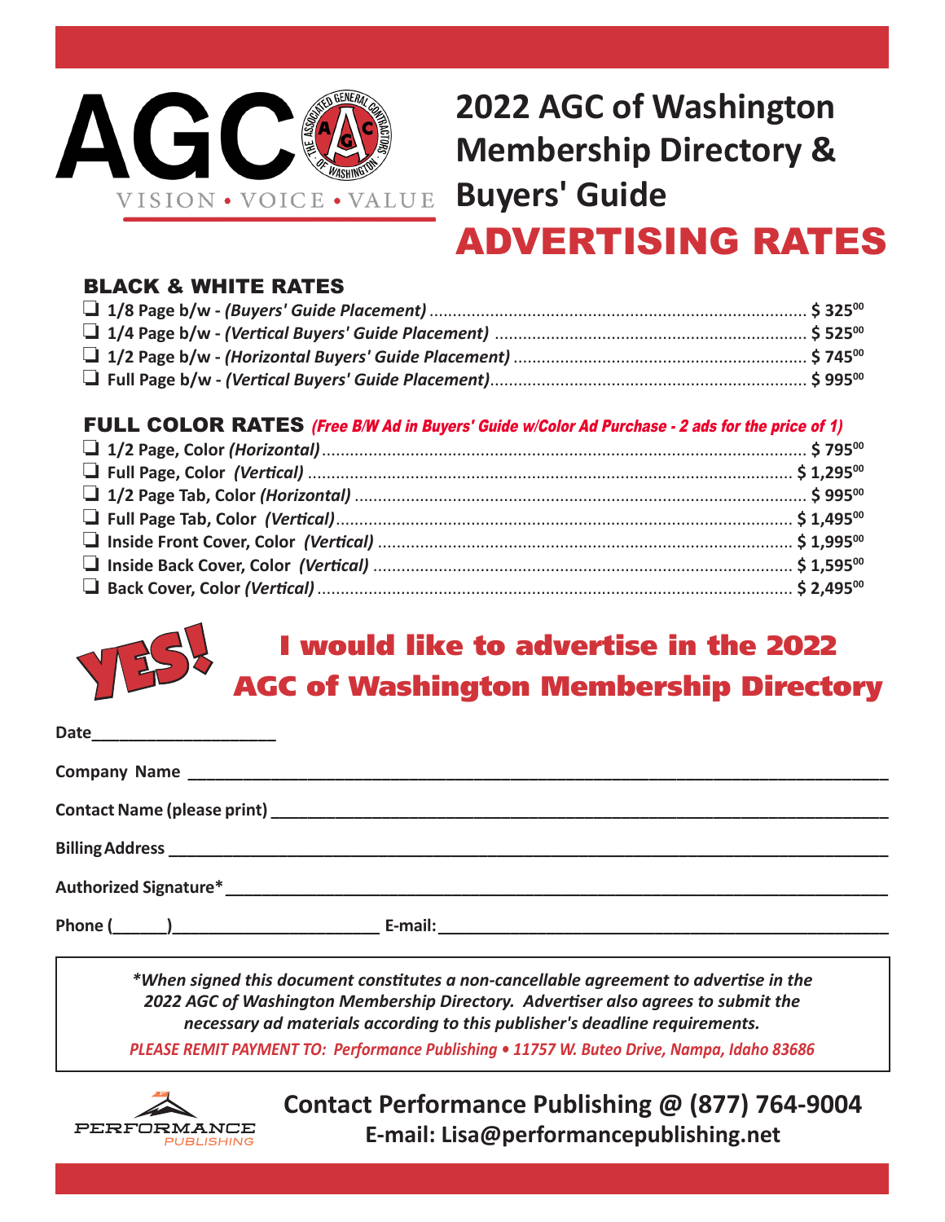# 2022 AGC of Washington Membership Directory & Buyers' Guide

# ADVERTISING RATES

AGC — VISION • VOICE • VALUE

## BLACK & WHITE RATES

- ❑ **1/8 Page b/w - *(Buyers' Guide Placement)*** ........ **$ 325.00**
- ❑ **1/4 Page b/w - *(Vertical Buyers' Guide Placement)*** ........ **$ 525.00**
- ❑ **1/2 Page b/w - *(Horizontal Buyers' Guide Placement)*** ........ **$ 745.00**
- ❑ **Full Page b/w - *(Vertical Buyers' Guide Placement)*** ........ **$ 995.00**

## FULL COLOR RATES *(Free B/W Ad in Buyers' Guide w/Color Ad Purchase - 2 ads for the price of 1)*

- ❑ **1/2 Page, Color *(Horizontal)*** ........ **$ 795.00**
- ❑ **Full Page, Color *(Vertical)*** ........ **$ 1,295.00**
- ❑ **1/2 Page Tab, Color *(Horizontal)*** ........ **$ 995.00**
- ❑ **Full Page Tab, Color *(Vertical)*** ........ **$ 1,495.00**
- ❑ **Inside Front Cover, Color *(Vertical)*** ........ **$ 1,995.00**
- ❑ **Inside Back Cover, Color *(Vertical)*** ........ **$ 1,595.00**
- ❑ **Back Cover, Color *(Vertical)*** ........ **$ 2,495.00**

## YES! I would like to advertise in the 2022 AGC of Washington Membership Directory

**Date**____________________

**Company Name** ____________________________________________

**Contact Name (please print)** ____________________________________________

**Billing Address** ____________________________________________

**Authorized Signature*** ____________________________________________

**Phone (\_\_\_\_\_\_)**______________________ **E-mail:** ____________________________________________

*\*When signed this document constitutes a non-cancellable agreement to advertise in the 2022 AGC of Washington Membership Directory. Advertiser also agrees to submit the necessary ad materials according to this publisher's deadline requirements.*

*PLEASE REMIT PAYMENT TO: Performance Publishing • 11757 W. Buteo Drive, Nampa, Idaho 83686*

PERFORMANCE PUBLISHING

**Contact Performance Publishing @ (877) 764-9004**

**E-mail: Lisa@performancepublishing.net**